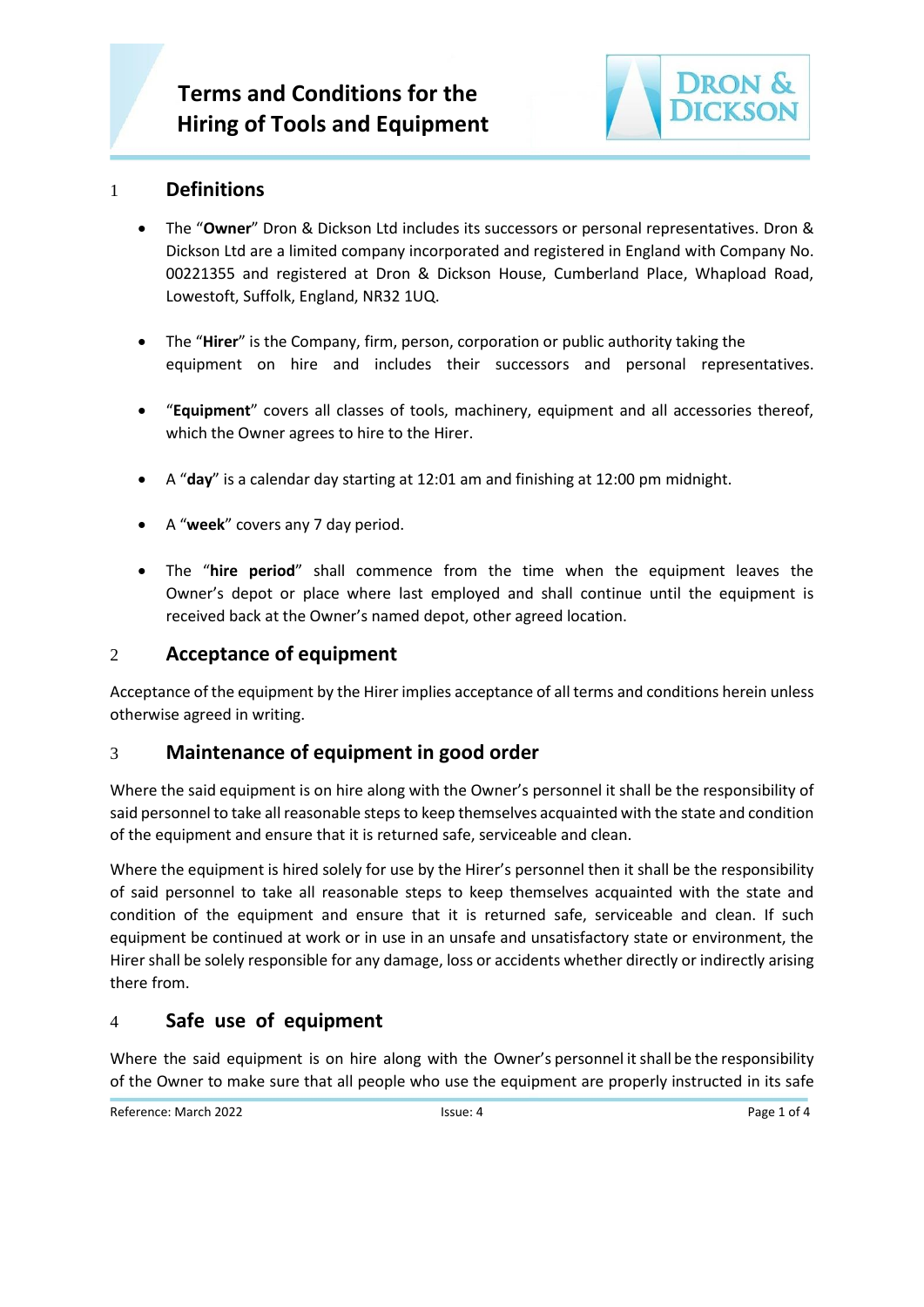# Terms and Conditions for the Hiring of Tools and Equipment

DRON & DICKSON

## 1 Definitions

- The "**Owner**" Dron & Dickson Ltd includes its successors or personal representatives. Dron & Dickson Ltd are a limited company incorporated and registered in England with Company No. 00221355 and registered at Dron & Dickson House, Cumberland Place, Whapload Road, Lowestoft, Suffolk, England, NR32 1UQ.

- The "**Hirer**" is the Company, firm, person, corporation or public authority taking the equipment on hire and includes their successors and personal representatives.

- "**Equipment**" covers all classes of tools, machinery, equipment and all accessories thereof, which the Owner agrees to hire to the Hirer.

- A "**day**" is a calendar day starting at 12:01 am and finishing at 12:00 pm midnight.

- A "**week**" covers any 7 day period.

- The "**hire period**" shall commence from the time when the equipment leaves the Owner's depot or place where last employed and shall continue until the equipment is received back at the Owner's named depot, other agreed location.

## 2 Acceptance of equipment

Acceptance of the equipment by the Hirer implies acceptance of all terms and conditions herein unless otherwise agreed in writing.

## 3 Maintenance of equipment in good order

Where the said equipment is on hire along with the Owner's personnel it shall be the responsibility of said personnel to take all reasonable steps to keep themselves acquainted with the state and condition of the equipment and ensure that it is returned safe, serviceable and clean.

Where the equipment is hired solely for use by the Hirer's personnel then it shall be the responsibility of said personnel to take all reasonable steps to keep themselves acquainted with the state and condition of the equipment and ensure that it is returned safe, serviceable and clean. If such equipment be continued at work or in use in an unsafe and unsatisfactory state or environment, the Hirer shall be solely responsible for any damage, loss or accidents whether directly or indirectly arising there from.

## 4 Safe use of equipment

Where the said equipment is on hire along with the Owner's personnel it shall be the responsibility of the Owner to make sure that all people who use the equipment are properly instructed in its safe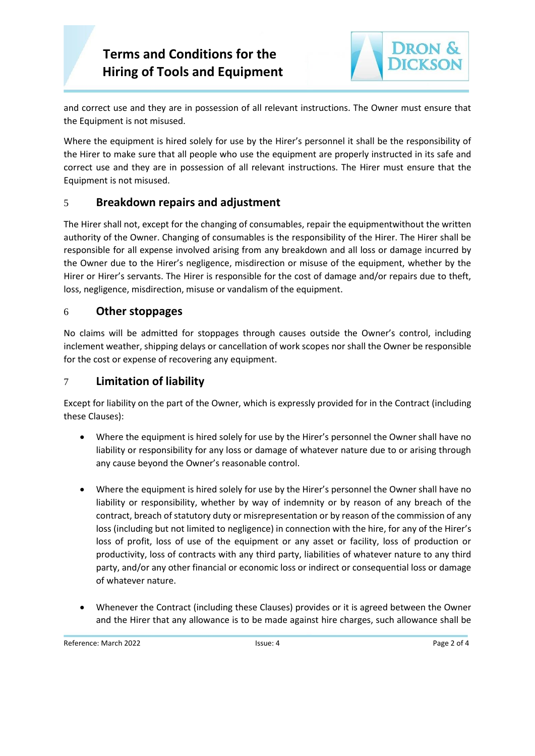and correct use and they are in possession of all relevant instructions. The Owner must ensure that the Equipment is not misused.

Where the equipment is hired solely for use by the Hirer's personnel it shall be the responsibility of the Hirer to make sure that all people who use the equipment are properly instructed in its safe and correct use and they are in possession of all relevant instructions. The Hirer must ensure that the Equipment is not misused.

## 5 Breakdown repairs and adjustment

The Hirer shall not, except for the changing of consumables, repair the equipmentwithout the written authority of the Owner. Changing of consumables is the responsibility of the Hirer. The Hirer shall be responsible for all expense involved arising from any breakdown and all loss or damage incurred by the Owner due to the Hirer's negligence, misdirection or misuse of the equipment, whether by the Hirer or Hirer's servants. The Hirer is responsible for the cost of damage and/or repairs due to theft, loss, negligence, misdirection, misuse or vandalism of the equipment.

## 6 Other stoppages

No claims will be admitted for stoppages through causes outside the Owner's control, including inclement weather, shipping delays or cancellation of work scopes nor shall the Owner be responsible for the cost or expense of recovering any equipment.

## 7 Limitation of liability

Except for liability on the part of the Owner, which is expressly provided for in the Contract (including these Clauses):

- Where the equipment is hired solely for use by the Hirer's personnel the Owner shall have no liability or responsibility for any loss or damage of whatever nature due to or arising through any cause beyond the Owner's reasonable control.

- Where the equipment is hired solely for use by the Hirer's personnel the Owner shall have no liability or responsibility, whether by way of indemnity or by reason of any breach of the contract, breach of statutory duty or misrepresentation or by reason of the commission of any loss (including but not limited to negligence) in connection with the hire, for any of the Hirer's loss of profit, loss of use of the equipment or any asset or facility, loss of production or productivity, loss of contracts with any third party, liabilities of whatever nature to any third party, and/or any other financial or economic loss or indirect or consequential loss or damage of whatever nature.

- Whenever the Contract (including these Clauses) provides or it is agreed between the Owner and the Hirer that any allowance is to be made against hire charges, such allowance shall be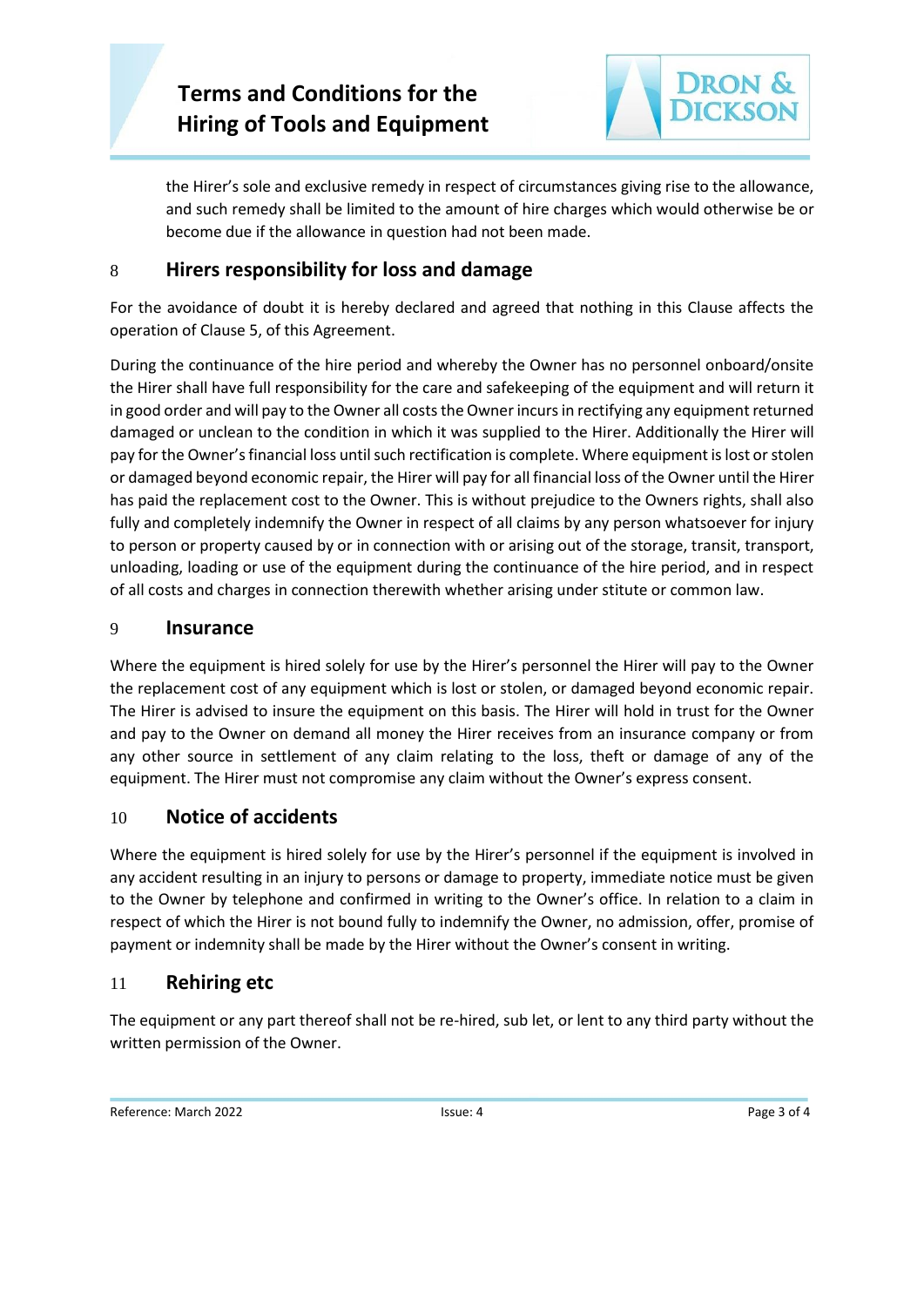the Hirer's sole and exclusive remedy in respect of circumstances giving rise to the allowance, and such remedy shall be limited to the amount of hire charges which would otherwise be or become due if the allowance in question had not been made.

## 8 Hirers responsibility for loss and damage

For the avoidance of doubt it is hereby declared and agreed that nothing in this Clause affects the operation of Clause 5, of this Agreement.

During the continuance of the hire period and whereby the Owner has no personnel onboard/onsite the Hirer shall have full responsibility for the care and safekeeping of the equipment and will return it in good order and will pay to the Owner all costs the Owner incurs in rectifying any equipment returned damaged or unclean to the condition in which it was supplied to the Hirer. Additionally the Hirer will pay for the Owner's financial loss until such rectification is complete. Where equipment is lost or stolen or damaged beyond economic repair, the Hirer will pay for all financial loss of the Owner until the Hirer has paid the replacement cost to the Owner. This is without prejudice to the Owners rights, shall also fully and completely indemnify the Owner in respect of all claims by any person whatsoever for injury to person or property caused by or in connection with or arising out of the storage, transit, transport, unloading, loading or use of the equipment during the continuance of the hire period, and in respect of all costs and charges in connection therewith whether arising under stitute or common law.

## 9 Insurance

Where the equipment is hired solely for use by the Hirer's personnel the Hirer will pay to the Owner the replacement cost of any equipment which is lost or stolen, or damaged beyond economic repair. The Hirer is advised to insure the equipment on this basis. The Hirer will hold in trust for the Owner and pay to the Owner on demand all money the Hirer receives from an insurance company or from any other source in settlement of any claim relating to the loss, theft or damage of any of the equipment. The Hirer must not compromise any claim without the Owner's express consent.

## 10 Notice of accidents

Where the equipment is hired solely for use by the Hirer's personnel if the equipment is involved in any accident resulting in an injury to persons or damage to property, immediate notice must be given to the Owner by telephone and confirmed in writing to the Owner's office. In relation to a claim in respect of which the Hirer is not bound fully to indemnify the Owner, no admission, offer, promise of payment or indemnity shall be made by the Hirer without the Owner's consent in writing.

## 11 Rehiring etc

The equipment or any part thereof shall not be re-hired, sub let, or lent to any third party without the written permission of the Owner.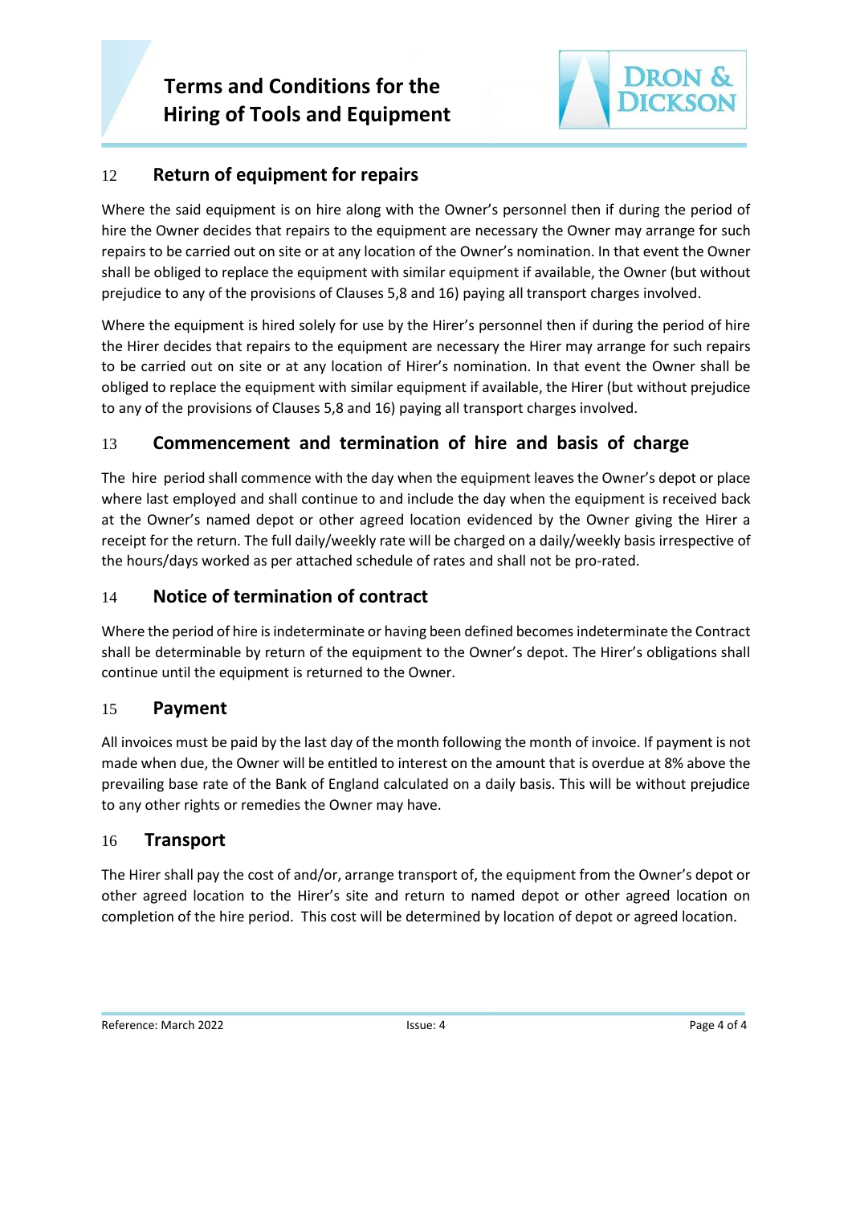## 12 Return of equipment for repairs

Where the said equipment is on hire along with the Owner's personnel then if during the period of hire the Owner decides that repairs to the equipment are necessary the Owner may arrange for such repairs to be carried out on site or at any location of the Owner's nomination. In that event the Owner shall be obliged to replace the equipment with similar equipment if available, the Owner (but without prejudice to any of the provisions of Clauses 5,8 and 16) paying all transport charges involved.

Where the equipment is hired solely for use by the Hirer's personnel then if during the period of hire the Hirer decides that repairs to the equipment are necessary the Hirer may arrange for such repairs to be carried out on site or at any location of Hirer's nomination. In that event the Owner shall be obliged to replace the equipment with similar equipment if available, the Hirer (but without prejudice to any of the provisions of Clauses 5,8 and 16) paying all transport charges involved.

## 13 Commencement and termination of hire and basis of charge

The hire period shall commence with the day when the equipment leaves the Owner's depot or place where last employed and shall continue to and include the day when the equipment is received back at the Owner's named depot or other agreed location evidenced by the Owner giving the Hirer a receipt for the return. The full daily/weekly rate will be charged on a daily/weekly basis irrespective of the hours/days worked as per attached schedule of rates and shall not be pro-rated.

## 14 Notice of termination of contract

Where the period of hire is indeterminate or having been defined becomes indeterminate the Contract shall be determinable by return of the equipment to the Owner's depot. The Hirer's obligations shall continue until the equipment is returned to the Owner.

## 15 Payment

All invoices must be paid by the last day of the month following the month of invoice. If payment is not made when due, the Owner will be entitled to interest on the amount that is overdue at 8% above the prevailing base rate of the Bank of England calculated on a daily basis. This will be without prejudice to any other rights or remedies the Owner may have.

## 16 Transport

The Hirer shall pay the cost of and/or, arrange transport of, the equipment from the Owner's depot or other agreed location to the Hirer's site and return to named depot or other agreed location on completion of the hire period. This cost will be determined by location of depot or agreed location.